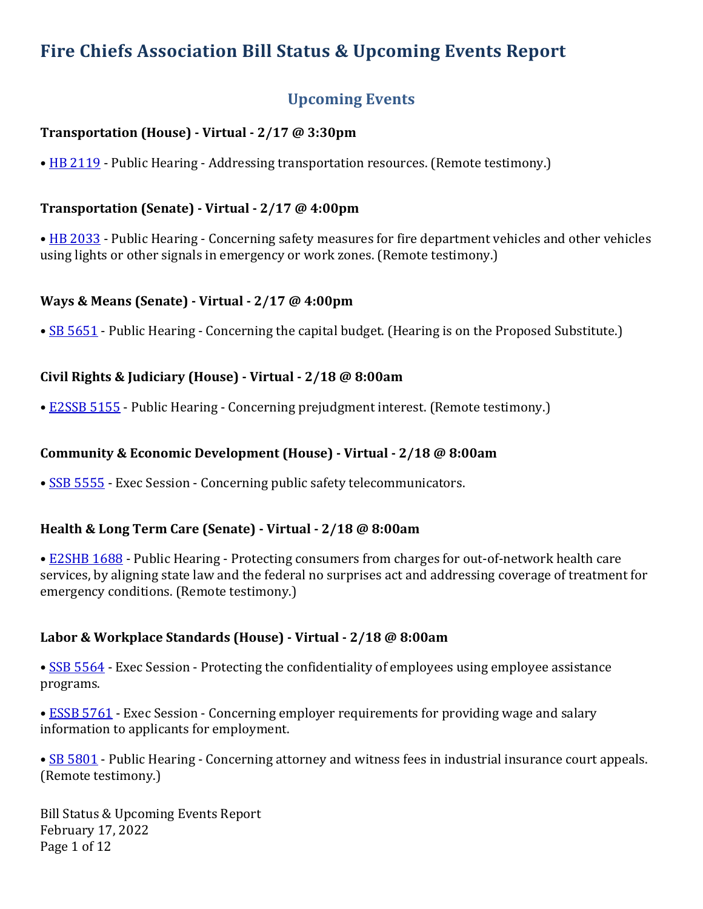# Fire Chiefs Association Bill Status & Upcoming Events Report

## Upcoming Events

### Transportation (House) - Virtual - 2/17 @ 3:30pm

• HB 2119 - Public Hearing - Addressing transportation resources. (Remote testimony.)

### Transportation (Senate) - Virtual - 2/17 @ 4:00pm

• HB 2033 - Public Hearing - Concerning safety measures for fire department vehicles and other vehicles using lights or other signals in emergency or work zones. (Remote testimony.)

### Ways & Means (Senate) - Virtual - 2/17 @ 4:00pm

• SB 5651 - Public Hearing - Concerning the capital budget. (Hearing is on the Proposed Substitute.)

### Civil Rights & Judiciary (House) - Virtual - 2/18 @ 8:00am

• E2SSB 5155 - Public Hearing - Concerning prejudgment interest. (Remote testimony.)

### Community & Economic Development (House) - Virtual - 2/18 @ 8:00am

• SSB 5555 - Exec Session - Concerning public safety telecommunicators.

### Health & Long Term Care (Senate) - Virtual - 2/18 @ 8:00am

• E2SHB 1688 - Public Hearing - Protecting consumers from charges for out-of-network health care services, by aligning state law and the federal no surprises act and addressing coverage of treatment for emergency conditions. (Remote testimony.)

### Labor & Workplace Standards (House) - Virtual - 2/18 @ 8:00am

• SSB 5564 - Exec Session - Protecting the confidentiality of employees using employee assistance programs.

• ESSB 5761 - Exec Session - Concerning employer requirements for providing wage and salary information to applicants for employment.

• SB 5801 - Public Hearing - Concerning attorney and witness fees in industrial insurance court appeals. (Remote testimony.)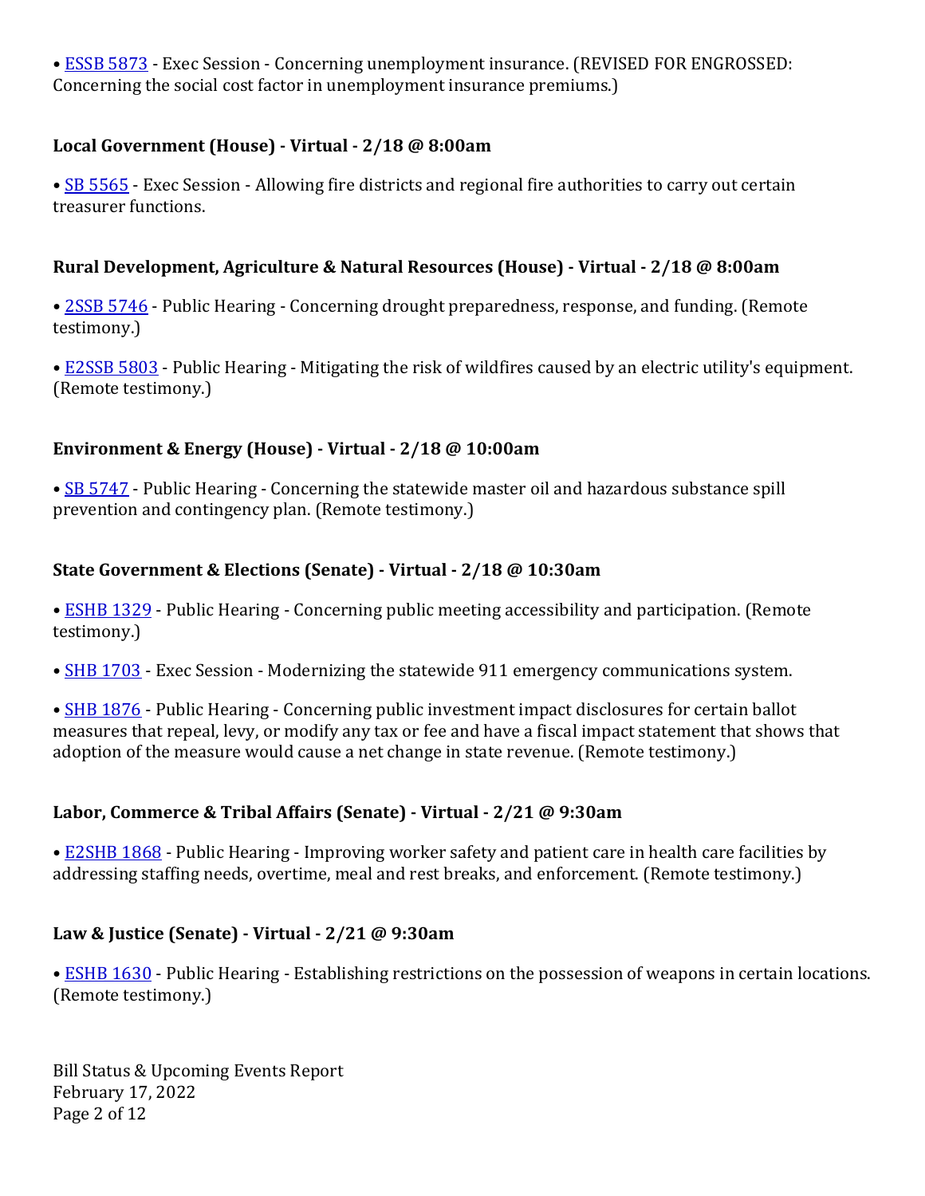• ESSB 5873 - Exec Session - Concerning unemployment insurance. (REVISED FOR ENGROSSED: Concerning the social cost factor in unemployment insurance premiums.)

**Local Government (House) - Virtual - 2/18 @ 8:00am**

• SB 5565 - Exec Session - Allowing fire districts and regional fire authorities to carry out certain treasurer functions.

**Rural Development, Agriculture & Natural Resources (House) - Virtual - 2/18 @ 8:00am**

• 2SSB 5746 - Public Hearing - Concerning drought preparedness, response, and funding. (Remote testimony.)

• E2SSB 5803 - Public Hearing - Mitigating the risk of wildfires caused by an electric utility's equipment. (Remote testimony.)

**Environment & Energy (House) - Virtual - 2/18 @ 10:00am**

• SB 5747 - Public Hearing - Concerning the statewide master oil and hazardous substance spill prevention and contingency plan. (Remote testimony.)

**State Government & Elections (Senate) - Virtual - 2/18 @ 10:30am**

• ESHB 1329 - Public Hearing - Concerning public meeting accessibility and participation. (Remote testimony.)

• SHB 1703 - Exec Session - Modernizing the statewide 911 emergency communications system.

• SHB 1876 - Public Hearing - Concerning public investment impact disclosures for certain ballot measures that repeal, levy, or modify any tax or fee and have a fiscal impact statement that shows that adoption of the measure would cause a net change in state revenue. (Remote testimony.)

**Labor, Commerce & Tribal Affairs (Senate) - Virtual - 2/21 @ 9:30am**

• E2SHB 1868 - Public Hearing - Improving worker safety and patient care in health care facilities by addressing staffing needs, overtime, meal and rest breaks, and enforcement. (Remote testimony.)

**Law & Justice (Senate) - Virtual - 2/21 @ 9:30am**

• ESHB 1630 - Public Hearing - Establishing restrictions on the possession of weapons in certain locations. (Remote testimony.)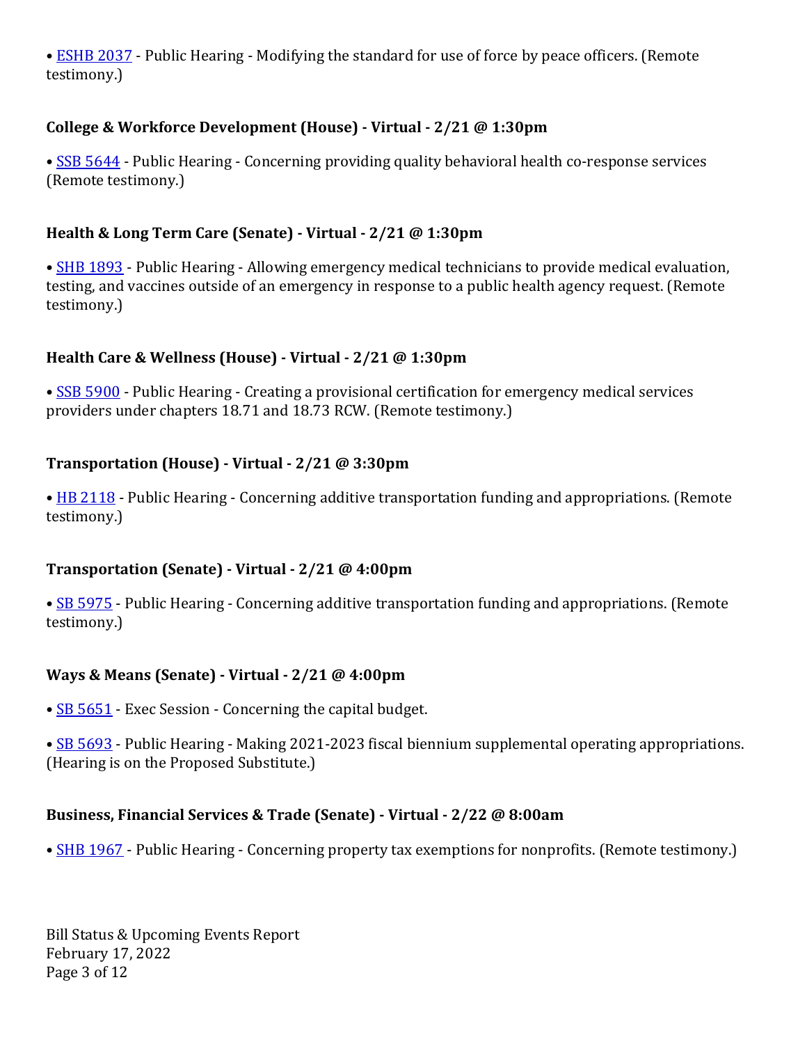• ESHB 2037 - Public Hearing - Modifying the standard for use of force by peace officers. (Remote testimony.)

**College & Workforce Development (House) - Virtual - 2/21 @ 1:30pm**

• SSB 5644 - Public Hearing - Concerning providing quality behavioral health co-response services (Remote testimony.)

**Health & Long Term Care (Senate) - Virtual - 2/21 @ 1:30pm**

• SHB 1893 - Public Hearing - Allowing emergency medical technicians to provide medical evaluation, testing, and vaccines outside of an emergency in response to a public health agency request. (Remote testimony.)

**Health Care & Wellness (House) - Virtual - 2/21 @ 1:30pm**

• SSB 5900 - Public Hearing - Creating a provisional certification for emergency medical services providers under chapters 18.71 and 18.73 RCW. (Remote testimony.)

**Transportation (House) - Virtual - 2/21 @ 3:30pm**

• HB 2118 - Public Hearing - Concerning additive transportation funding and appropriations. (Remote testimony.)

**Transportation (Senate) - Virtual - 2/21 @ 4:00pm**

• SB 5975 - Public Hearing - Concerning additive transportation funding and appropriations. (Remote testimony.)

**Ways & Means (Senate) - Virtual - 2/21 @ 4:00pm**

• SB 5651 - Exec Session - Concerning the capital budget.

• SB 5693 - Public Hearing - Making 2021-2023 fiscal biennium supplemental operating appropriations. (Hearing is on the Proposed Substitute.)

**Business, Financial Services & Trade (Senate) - Virtual - 2/22 @ 8:00am**

• SHB 1967 - Public Hearing - Concerning property tax exemptions for nonprofits. (Remote testimony.)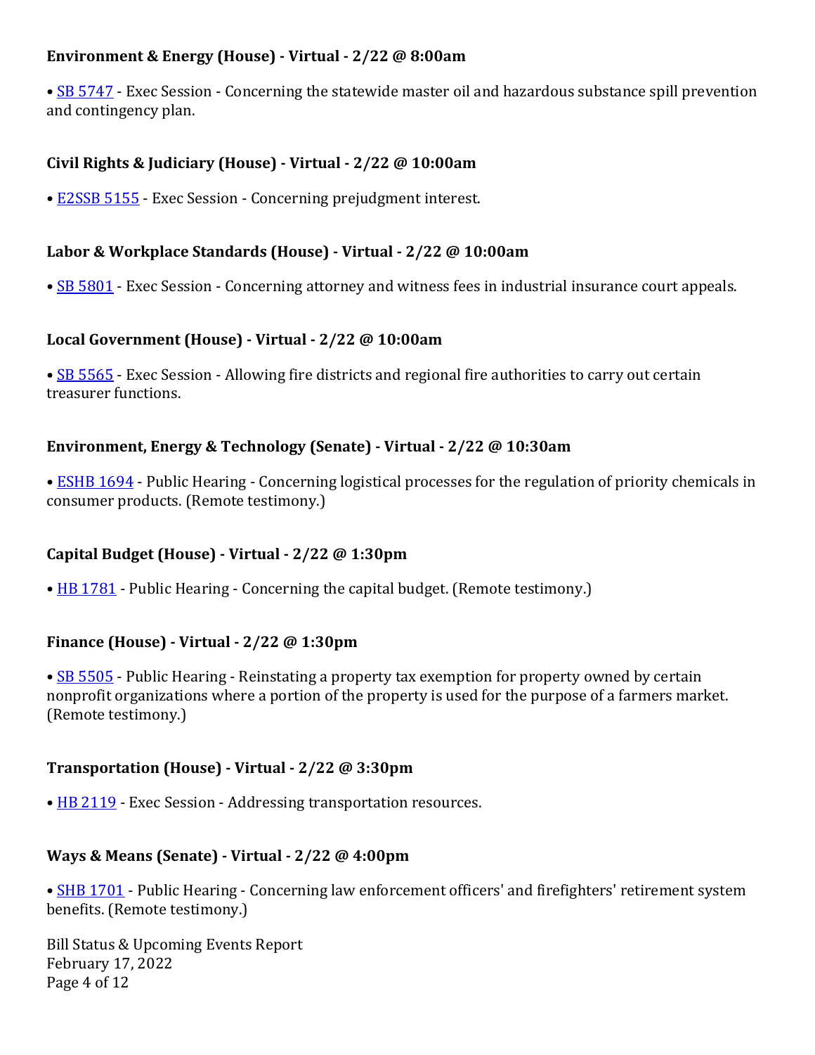**Environment & Energy (House) - Virtual - 2/22 @ 8:00am**

- SB 5747 - Exec Session - Concerning the statewide master oil and hazardous substance spill prevention and contingency plan.

**Civil Rights & Judiciary (House) - Virtual - 2/22 @ 10:00am**

- E2SSB 5155 - Exec Session - Concerning prejudgment interest.

**Labor & Workplace Standards (House) - Virtual - 2/22 @ 10:00am**

- SB 5801 - Exec Session - Concerning attorney and witness fees in industrial insurance court appeals.

**Local Government (House) - Virtual - 2/22 @ 10:00am**

- SB 5565 - Exec Session - Allowing fire districts and regional fire authorities to carry out certain treasurer functions.

**Environment, Energy & Technology (Senate) - Virtual - 2/22 @ 10:30am**

- ESHB 1694 - Public Hearing - Concerning logistical processes for the regulation of priority chemicals in consumer products. (Remote testimony.)

**Capital Budget (House) - Virtual - 2/22 @ 1:30pm**

- HB 1781 - Public Hearing - Concerning the capital budget. (Remote testimony.)

**Finance (House) - Virtual - 2/22 @ 1:30pm**

- SB 5505 - Public Hearing - Reinstating a property tax exemption for property owned by certain nonprofit organizations where a portion of the property is used for the purpose of a farmers market. (Remote testimony.)

**Transportation (House) - Virtual - 2/22 @ 3:30pm**

- HB 2119 - Exec Session - Addressing transportation resources.

**Ways & Means (Senate) - Virtual - 2/22 @ 4:00pm**

- SHB 1701 - Public Hearing - Concerning law enforcement officers' and firefighters' retirement system benefits. (Remote testimony.)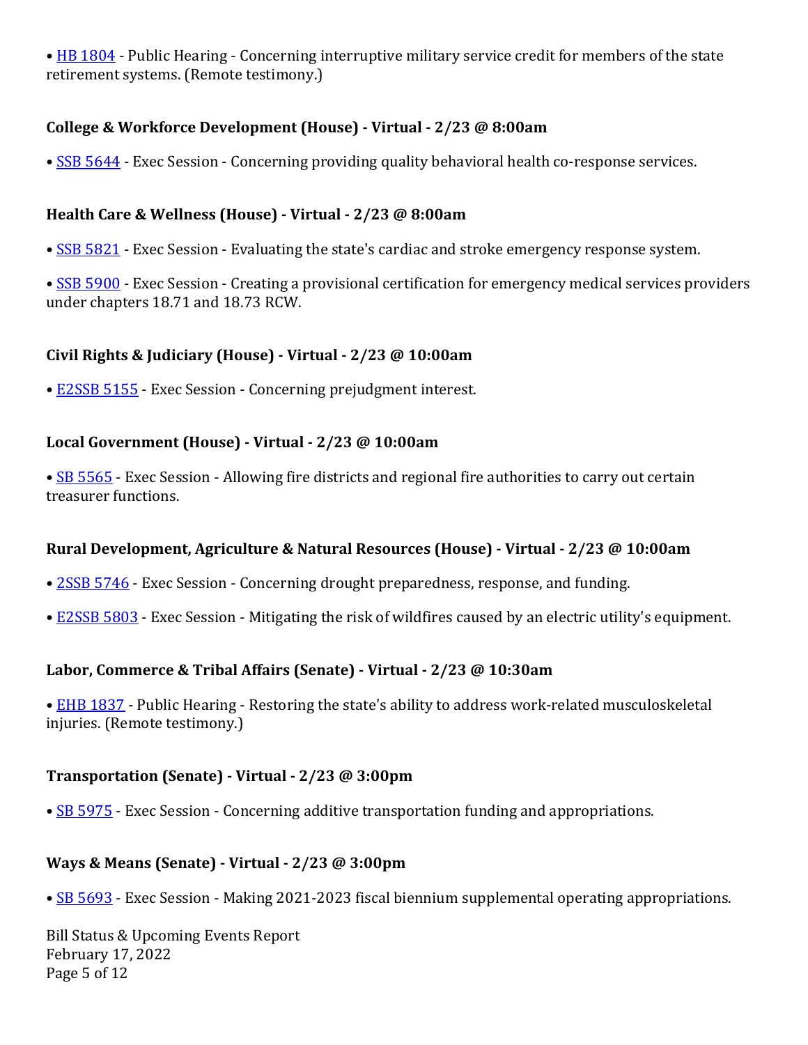• HB 1804 - Public Hearing - Concerning interruptive military service credit for members of the state retirement systems. (Remote testimony.)

**College & Workforce Development (House) - Virtual - 2/23 @ 8:00am**

• SSB 5644 - Exec Session - Concerning providing quality behavioral health co-response services.

**Health Care & Wellness (House) - Virtual - 2/23 @ 8:00am**

• SSB 5821 - Exec Session - Evaluating the state's cardiac and stroke emergency response system.

• SSB 5900 - Exec Session - Creating a provisional certification for emergency medical services providers under chapters 18.71 and 18.73 RCW.

**Civil Rights & Judiciary (House) - Virtual - 2/23 @ 10:00am**

• E2SSB 5155 - Exec Session - Concerning prejudgment interest.

**Local Government (House) - Virtual - 2/23 @ 10:00am**

• SB 5565 - Exec Session - Allowing fire districts and regional fire authorities to carry out certain treasurer functions.

**Rural Development, Agriculture & Natural Resources (House) - Virtual - 2/23 @ 10:00am**

• 2SSB 5746 - Exec Session - Concerning drought preparedness, response, and funding.

• E2SSB 5803 - Exec Session - Mitigating the risk of wildfires caused by an electric utility's equipment.

**Labor, Commerce & Tribal Affairs (Senate) - Virtual - 2/23 @ 10:30am**

• EHB 1837 - Public Hearing - Restoring the state's ability to address work-related musculoskeletal injuries. (Remote testimony.)

**Transportation (Senate) - Virtual - 2/23 @ 3:00pm**

• SB 5975 - Exec Session - Concerning additive transportation funding and appropriations.

**Ways & Means (Senate) - Virtual - 2/23 @ 3:00pm**

• SB 5693 - Exec Session - Making 2021-2023 fiscal biennium supplemental operating appropriations.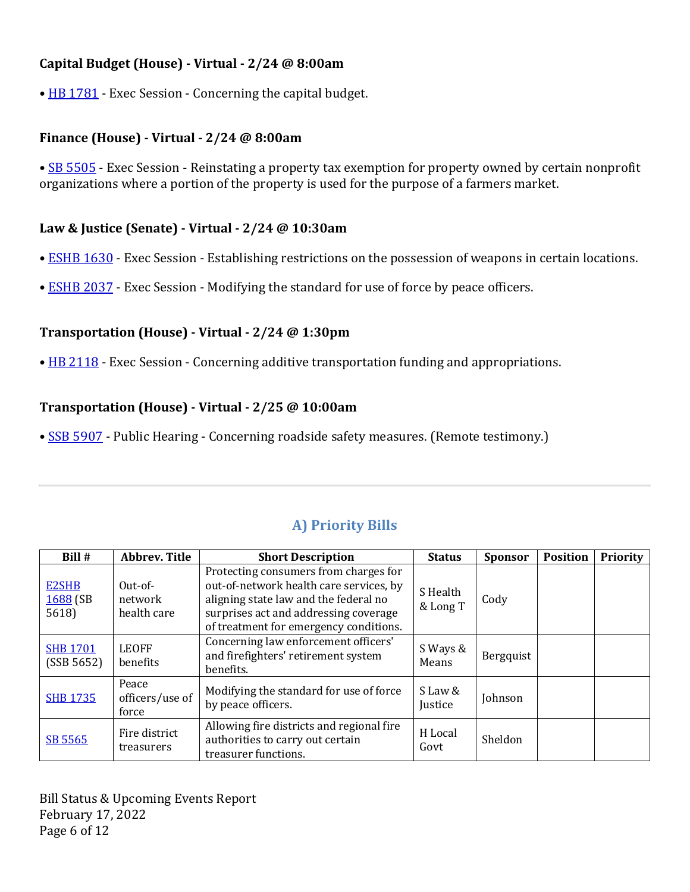**Capital Budget (House) - Virtual - 2/24 @ 8:00am**

- HB 1781 - Exec Session - Concerning the capital budget.

**Finance (House) - Virtual - 2/24 @ 8:00am**

- SB 5505 - Exec Session - Reinstating a property tax exemption for property owned by certain nonprofit organizations where a portion of the property is used for the purpose of a farmers market.

**Law & Justice (Senate) - Virtual - 2/24 @ 10:30am**

- ESHB 1630 - Exec Session - Establishing restrictions on the possession of weapons in certain locations.
- ESHB 2037 - Exec Session - Modifying the standard for use of force by peace officers.

**Transportation (House) - Virtual - 2/24 @ 1:30pm**

- HB 2118 - Exec Session - Concerning additive transportation funding and appropriations.

**Transportation (House) - Virtual - 2/25 @ 10:00am**

- SSB 5907 - Public Hearing - Concerning roadside safety measures. (Remote testimony.)

---

## A) Priority Bills

| Bill # | Abbrev. Title | Short Description | Status | Sponsor | Position | Priority |
|---|---|---|---|---|---|---|
| E2SHB 1688 (SB 5618) | Out-of-network health care | Protecting consumers from charges for out-of-network health care services, by aligning state law and the federal no surprises act and addressing coverage of treatment for emergency conditions. | S Health & Long T | Cody | | |
| SHB 1701 (SSB 5652) | LEOFF benefits | Concerning law enforcement officers' and firefighters' retirement system benefits. | S Ways & Means | Bergquist | | |
| SHB 1735 | Peace officers/use of force | Modifying the standard for use of force by peace officers. | S Law & Justice | Johnson | | |
| SB 5565 | Fire district treasurers | Allowing fire districts and regional fire authorities to carry out certain treasurer functions. | H Local Govt | Sheldon | | |

Bill Status & Upcoming Events Report
February 17, 2022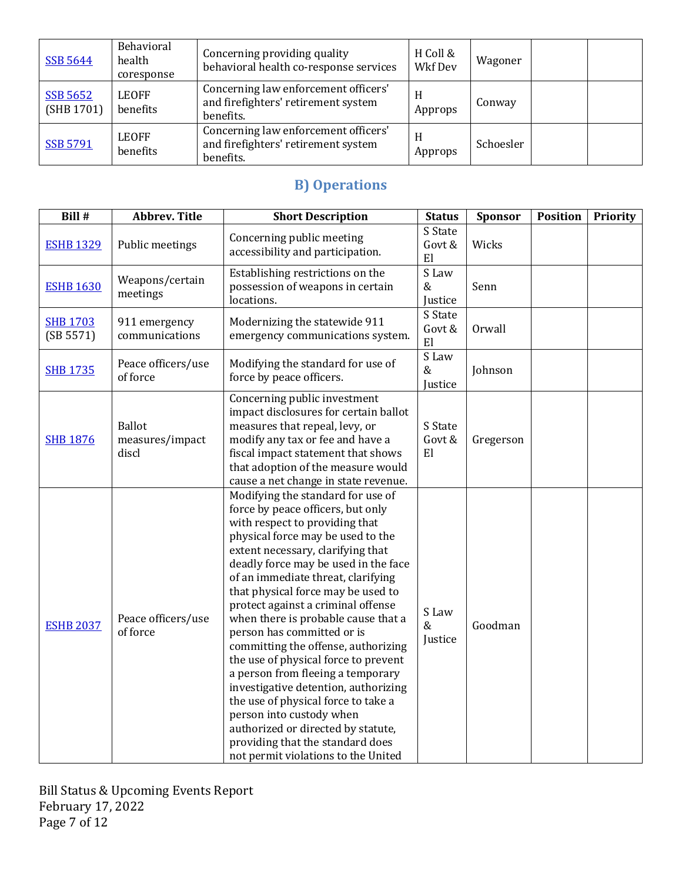| SSB 5644 | Behavioral health coresponse | Concerning providing quality behavioral health co-response services | H Coll & Wkf Dev | Wagoner | | |
|---|---|---|---|---|---|---|
| SSB 5652 (SHB 1701) | LEOFF benefits | Concerning law enforcement officers' and firefighters' retirement system benefits. | H Approps | Conway | | |
| SSB 5791 | LEOFF benefits | Concerning law enforcement officers' and firefighters' retirement system benefits. | H Approps | Schoesler | | |

## B) Operations

| Bill # | Abbrev. Title | Short Description | Status | Sponsor | Position | Priority |
|---|---|---|---|---|---|---|
| ESHB 1329 | Public meetings | Concerning public meeting accessibility and participation. | S State Govt & El | Wicks | | |
| ESHB 1630 | Weapons/certain meetings | Establishing restrictions on the possession of weapons in certain locations. | S Law & Justice | Senn | | |
| SHB 1703 (SB 5571) | 911 emergency communications | Modernizing the statewide 911 emergency communications system. | S State Govt & El | Orwall | | |
| SHB 1735 | Peace officers/use of force | Modifying the standard for use of force by peace officers. | S Law & Justice | Johnson | | |
| SHB 1876 | Ballot measures/impact discl | Concerning public investment impact disclosures for certain ballot measures that repeal, levy, or modify any tax or fee and have a fiscal impact statement that shows that adoption of the measure would cause a net change in state revenue. | S State Govt & El | Gregerson | | |
| ESHB 2037 | Peace officers/use of force | Modifying the standard for use of force by peace officers, but only with respect to providing that physical force may be used to the extent necessary, clarifying that deadly force may be used in the face of an immediate threat, clarifying that physical force may be used to protect against a criminal offense when there is probable cause that a person has committed or is committing the offense, authorizing the use of physical force to prevent a person from fleeing a temporary investigative detention, authorizing the use of physical force to take a person into custody when authorized or directed by statute, providing that the standard does not permit violations to the United | S Law & Justice | Goodman | | |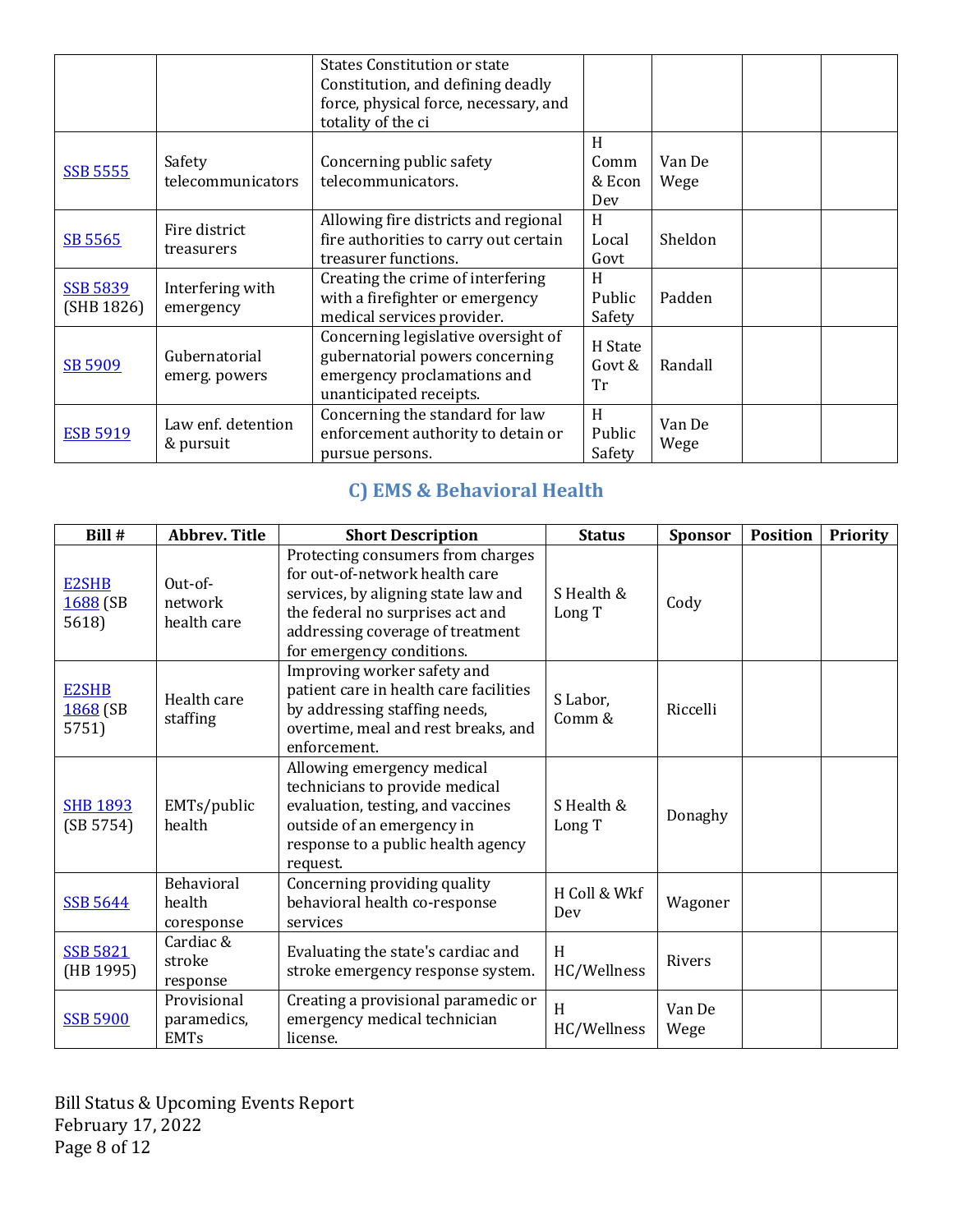| | | States Constitution or state Constitution, and defining deadly force, physical force, necessary, and totality of the ci | | | | |
|---|---|---|---|---|---|---|
| SSB 5555 | Safety telecommunicators | Concerning public safety telecommunicators. | H Comm & Econ Dev | Van De Wege | | |
| SB 5565 | Fire district treasurers | Allowing fire districts and regional fire authorities to carry out certain treasurer functions. | H Local Govt | Sheldon | | |
| SSB 5839 (SHB 1826) | Interfering with emergency | Creating the crime of interfering with a firefighter or emergency medical services provider. | H Public Safety | Padden | | |
| SB 5909 | Gubernatorial emerg. powers | Concerning legislative oversight of gubernatorial powers concerning emergency proclamations and unanticipated receipts. | H State Govt & Tr | Randall | | |
| ESB 5919 | Law enf. detention & pursuit | Concerning the standard for law enforcement authority to detain or pursue persons. | H Public Safety | Van De Wege | | |

## C) EMS & Behavioral Health

| Bill # | Abbrev. Title | Short Description | Status | Sponsor | Position | Priority |
|---|---|---|---|---|---|---|
| E2SHB 1688 (SB 5618) | Out-of-network health care | Protecting consumers from charges for out-of-network health care services, by aligning state law and the federal no surprises act and addressing coverage of treatment for emergency conditions. | S Health & Long T | Cody | | |
| E2SHB 1868 (SB 5751) | Health care staffing | Improving worker safety and patient care in health care facilities by addressing staffing needs, overtime, meal and rest breaks, and enforcement. | S Labor, Comm & | Riccelli | | |
| SHB 1893 (SB 5754) | EMTs/public health | Allowing emergency medical technicians to provide medical evaluation, testing, and vaccines outside of an emergency in response to a public health agency request. | S Health & Long T | Donaghy | | |
| SSB 5644 | Behavioral health coresponse | Concerning providing quality behavioral health co-response services | H Coll & Wkf Dev | Wagoner | | |
| SSB 5821 (HB 1995) | Cardiac & stroke response | Evaluating the state's cardiac and stroke emergency response system. | H HC/Wellness | Rivers | | |
| SSB 5900 | Provisional paramedics, EMTs | Creating a provisional paramedic or emergency medical technician license. | H HC/Wellness | Van De Wege | | |

Bill Status & Upcoming Events Report
February 17, 2022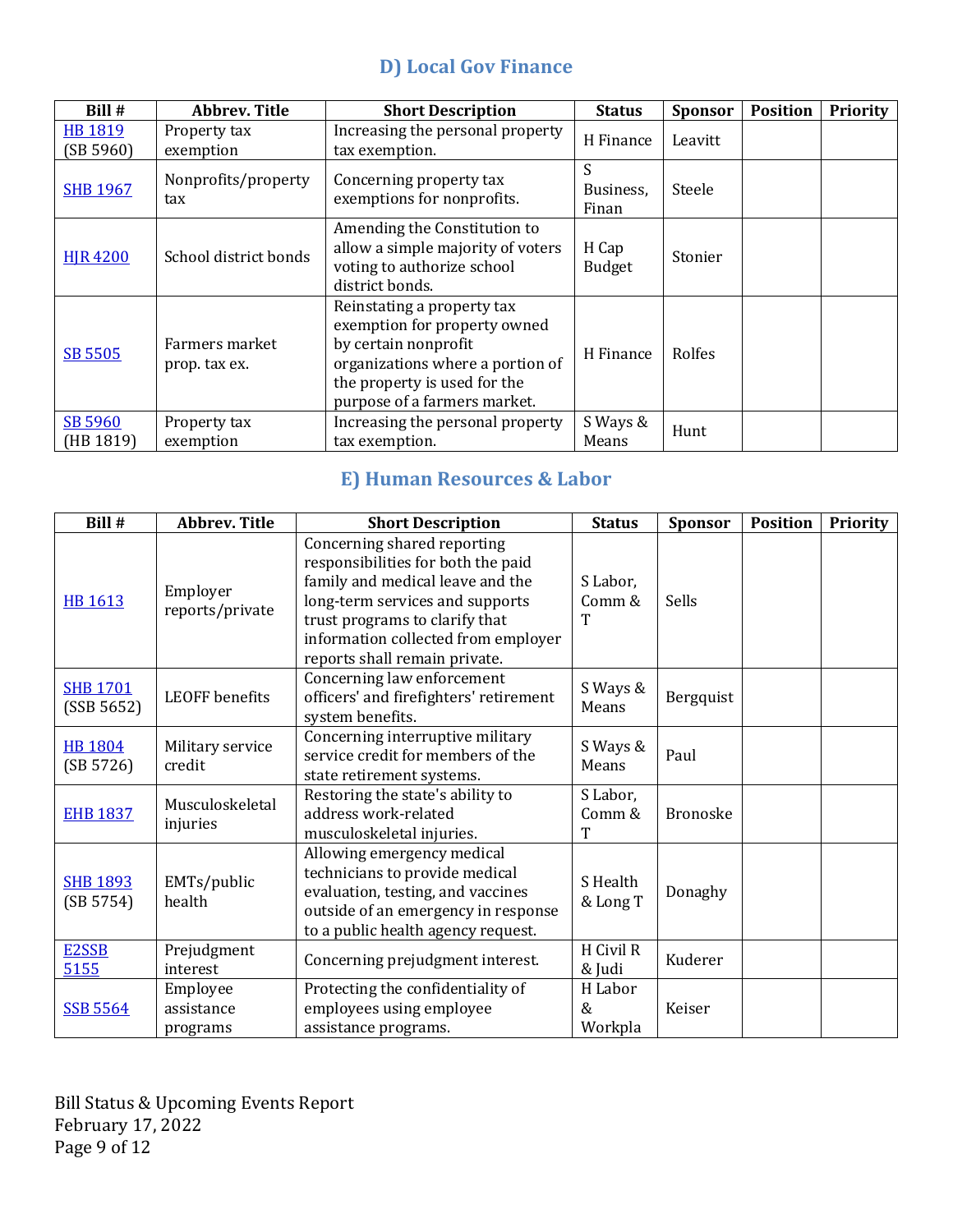## D) Local Gov Finance

| Bill # | Abbrev. Title | Short Description | Status | Sponsor | Position | Priority |
|---|---|---|---|---|---|---|
| HB 1819 (SB 5960) | Property tax exemption | Increasing the personal property tax exemption. | H Finance | Leavitt | | |
| SHB 1967 | Nonprofits/property tax | Concerning property tax exemptions for nonprofits. | S Business, Finan | Steele | | |
| HJR 4200 | School district bonds | Amending the Constitution to allow a simple majority of voters voting to authorize school district bonds. | H Cap Budget | Stonier | | |
| SB 5505 | Farmers market prop. tax ex. | Reinstating a property tax exemption for property owned by certain nonprofit organizations where a portion of the property is used for the purpose of a farmers market. | H Finance | Rolfes | | |
| SB 5960 (HB 1819) | Property tax exemption | Increasing the personal property tax exemption. | S Ways & Means | Hunt | | |

## E) Human Resources & Labor

| Bill # | Abbrev. Title | Short Description | Status | Sponsor | Position | Priority |
|---|---|---|---|---|---|---|
| HB 1613 | Employer reports/private | Concerning shared reporting responsibilities for both the paid family and medical leave and the long-term services and supports trust programs to clarify that information collected from employer reports shall remain private. | S Labor, Comm & T | Sells | | |
| SHB 1701 (SSB 5652) | LEOFF benefits | Concerning law enforcement officers' and firefighters' retirement system benefits. | S Ways & Means | Bergquist | | |
| HB 1804 (SB 5726) | Military service credit | Concerning interruptive military service credit for members of the state retirement systems. | S Ways & Means | Paul | | |
| EHB 1837 | Musculoskeletal injuries | Restoring the state's ability to address work-related musculoskeletal injuries. | S Labor, Comm & T | Bronoske | | |
| SHB 1893 (SB 5754) | EMTs/public health | Allowing emergency medical technicians to provide medical evaluation, testing, and vaccines outside of an emergency in response to a public health agency request. | S Health & Long T | Donaghy | | |
| E2SSB 5155 | Prejudgment interest | Concerning prejudgment interest. | H Civil R & Judi | Kuderer | | |
| SSB 5564 | Employee assistance programs | Protecting the confidentiality of employees using employee assistance programs. | H Labor & Workpla | Keiser | | |

Bill Status & Upcoming Events Report
February 17, 2022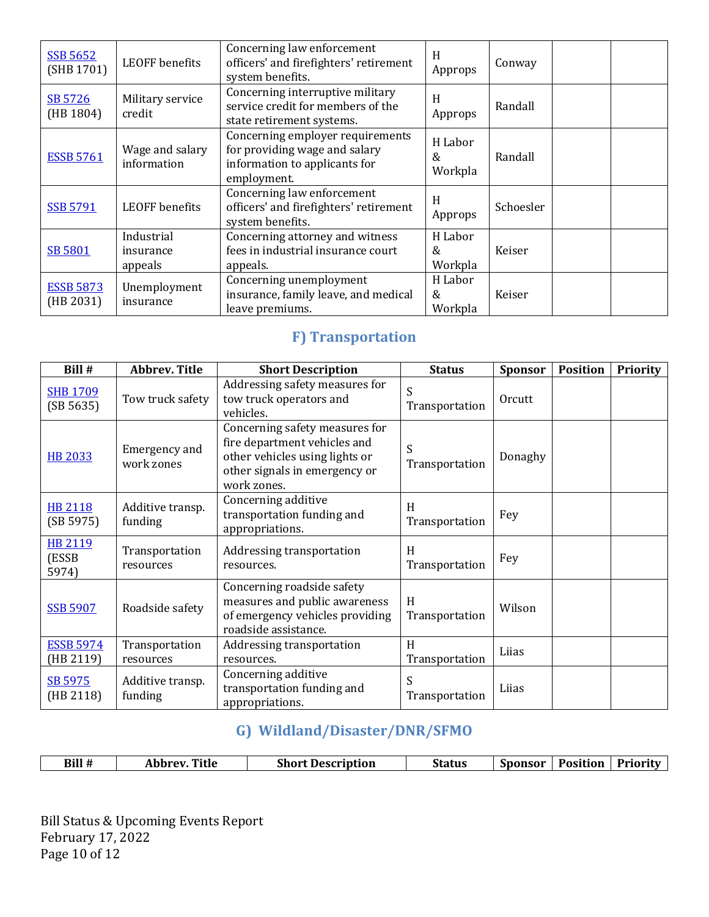| | | | | | | |
|---|---|---|---|---|---|---|
| SSB 5652 (SHB 1701) | LEOFF benefits | Concerning law enforcement officers' and firefighters' retirement system benefits. | H Approps | Conway | | |
| SB 5726 (HB 1804) | Military service credit | Concerning interruptive military service credit for members of the state retirement systems. | H Approps | Randall | | |
| ESSB 5761 | Wage and salary information | Concerning employer requirements for providing wage and salary information to applicants for employment. | H Labor & Workpla | Randall | | |
| SSB 5791 | LEOFF benefits | Concerning law enforcement officers' and firefighters' retirement system benefits. | H Approps | Schoesler | | |
| SB 5801 | Industrial insurance appeals | Concerning attorney and witness fees in industrial insurance court appeals. | H Labor & Workpla | Keiser | | |
| ESSB 5873 (HB 2031) | Unemployment insurance | Concerning unemployment insurance, family leave, and medical leave premiums. | H Labor & Workpla | Keiser | | |

## F) Transportation

| Bill # | Abbrev. Title | Short Description | Status | Sponsor | Position | Priority |
|---|---|---|---|---|---|---|
| SHB 1709 (SB 5635) | Tow truck safety | Addressing safety measures for tow truck operators and vehicles. | S Transportation | Orcutt | | |
| HB 2033 | Emergency and work zones | Concerning safety measures for fire department vehicles and other vehicles using lights or other signals in emergency or work zones. | S Transportation | Donaghy | | |
| HB 2118 (SB 5975) | Additive transp. funding | Concerning additive transportation funding and appropriations. | H Transportation | Fey | | |
| HB 2119 (ESSB 5974) | Transportation resources | Addressing transportation resources. | H Transportation | Fey | | |
| SSB 5907 | Roadside safety | Concerning roadside safety measures and public awareness of emergency vehicles providing roadside assistance. | H Transportation | Wilson | | |
| ESSB 5974 (HB 2119) | Transportation resources | Addressing transportation resources. | H Transportation | Liias | | |
| SB 5975 (HB 2118) | Additive transp. funding | Concerning additive transportation funding and appropriations. | S Transportation | Liias | | |

## G) Wildland/Disaster/DNR/SFMO

| Bill # | Abbrev. Title | Short Description | Status | Sponsor | Position | Priority |
|---|---|---|---|---|---|---|

Bill Status & Upcoming Events Report
February 17, 2022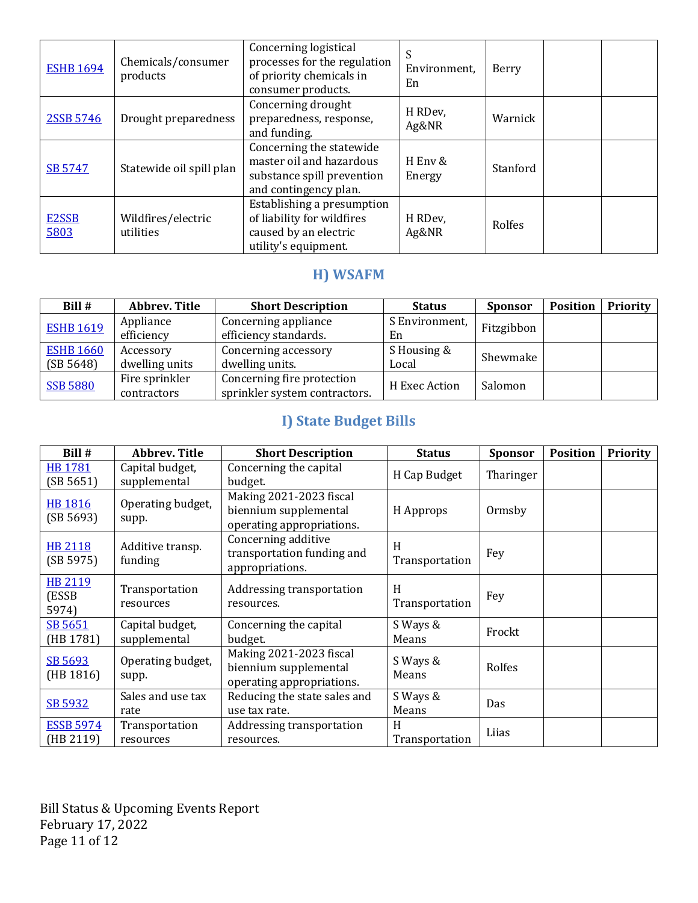| Bill # | Abbrev. Title | Short Description | Status | Sponsor | Position | Priority |
|---|---|---|---|---|---|---|
| ESHB 1694 | Chemicals/consumer products | Concerning logistical processes for the regulation of priority chemicals in consumer products. | S Environment, En | Berry | | |
| 2SSB 5746 | Drought preparedness | Concerning drought preparedness, response, and funding. | H RDev, Ag&NR | Warnick | | |
| SB 5747 | Statewide oil spill plan | Concerning the statewide master oil and hazardous substance spill prevention and contingency plan. | H Env & Energy | Stanford | | |
| E2SSB 5803 | Wildfires/electric utilities | Establishing a presumption of liability for wildfires caused by an electric utility's equipment. | H RDev, Ag&NR | Rolfes | | |

## H) WSAFM

| Bill # | Abbrev. Title | Short Description | Status | Sponsor | Position | Priority |
|---|---|---|---|---|---|---|
| ESHB 1619 | Appliance efficiency | Concerning appliance efficiency standards. | S Environment, En | Fitzgibbon | | |
| ESHB 1660 (SB 5648) | Accessory dwelling units | Concerning accessory dwelling units. | S Housing & Local | Shewmake | | |
| SSB 5880 | Fire sprinkler contractors | Concerning fire protection sprinkler system contractors. | H Exec Action | Salomon | | |

## I) State Budget Bills

| Bill # | Abbrev. Title | Short Description | Status | Sponsor | Position | Priority |
|---|---|---|---|---|---|---|
| HB 1781 (SB 5651) | Capital budget, supplemental | Concerning the capital budget. | H Cap Budget | Tharinger | | |
| HB 1816 (SB 5693) | Operating budget, supp. | Making 2021-2023 fiscal biennium supplemental operating appropriations. | H Approps | Ormsby | | |
| HB 2118 (SB 5975) | Additive transp. funding | Concerning additive transportation funding and appropriations. | H Transportation | Fey | | |
| HB 2119 (ESSB 5974) | Transportation resources | Addressing transportation resources. | H Transportation | Fey | | |
| SB 5651 (HB 1781) | Capital budget, supplemental | Concerning the capital budget. | S Ways & Means | Frockt | | |
| SB 5693 (HB 1816) | Operating budget, supp. | Making 2021-2023 fiscal biennium supplemental operating appropriations. | S Ways & Means | Rolfes | | |
| SB 5932 | Sales and use tax rate | Reducing the state sales and use tax rate. | S Ways & Means | Das | | |
| ESSB 5974 (HB 2119) | Transportation resources | Addressing transportation resources. | H Transportation | Liias | | |

Bill Status & Upcoming Events Report
February 17, 2022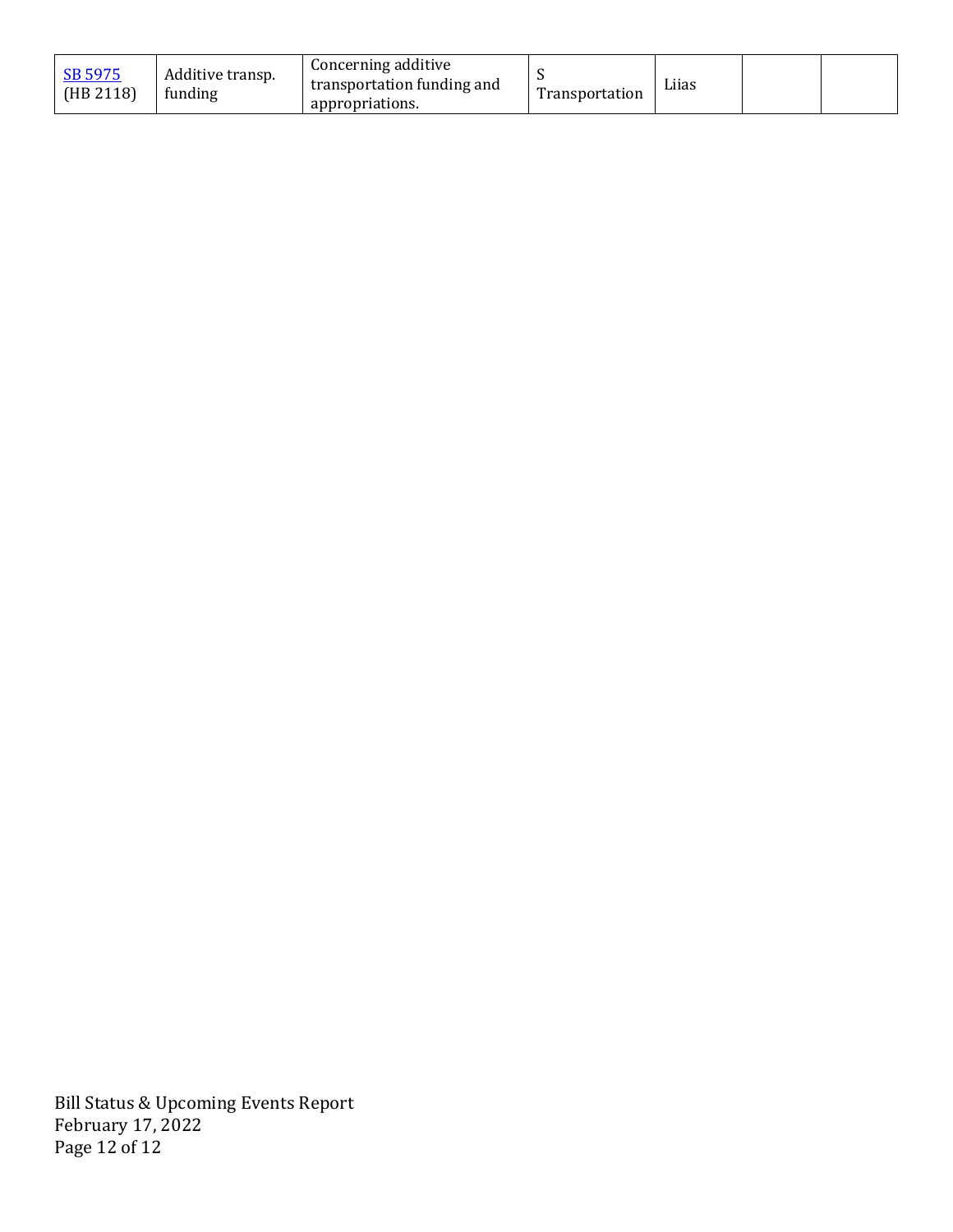| | | | | | | |
|---|---|---|---|---|---|---|
| SB 5975 (HB 2118) | Additive transp. funding | Concerning additive transportation funding and appropriations. | S Transportation | Liias | | |